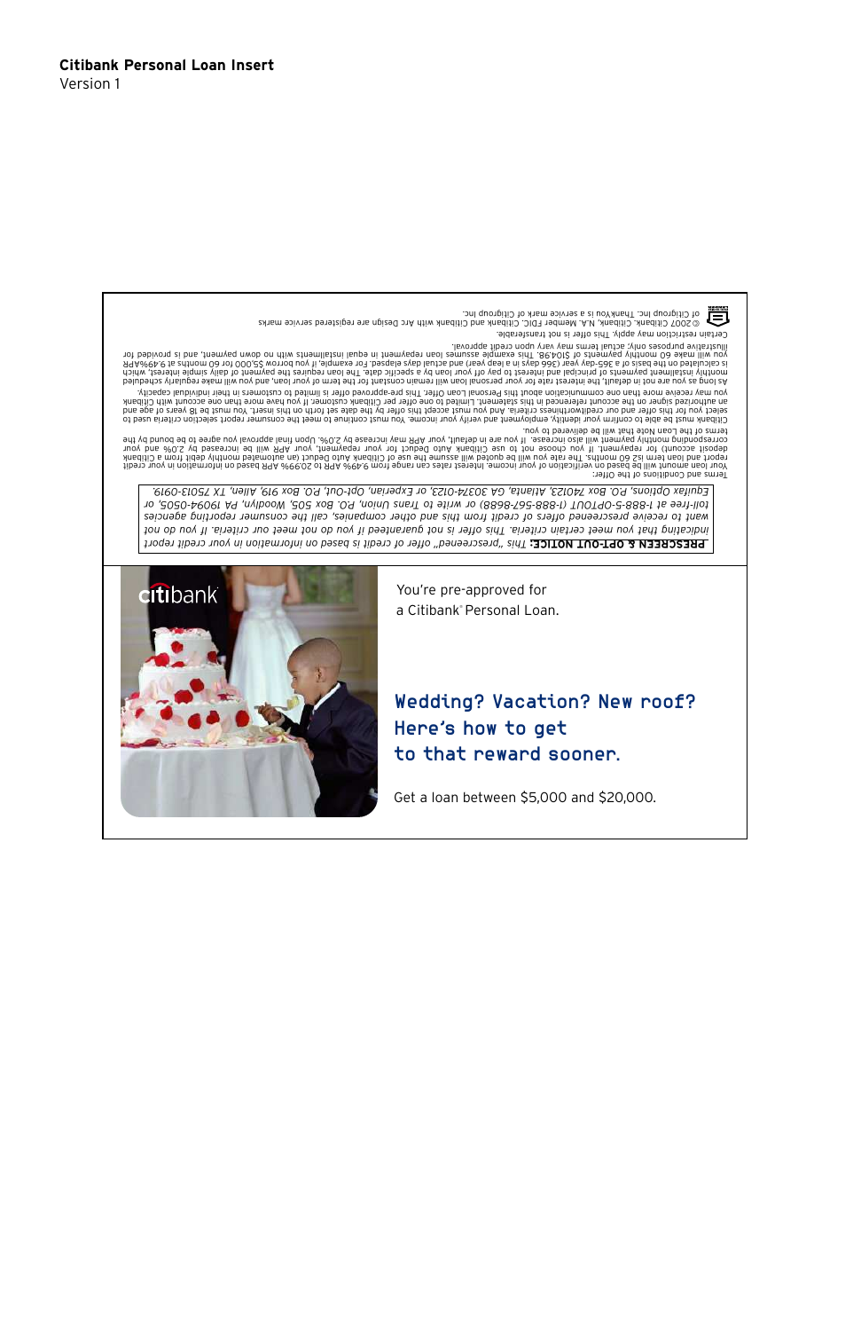**Citibank Personal Loan Insert**
Version 1

**PRESCREEN & OPT-OUT NOTICE:** *This "prescreened" offer of credit is based on information in your credit report indicating that you meet certain criteria. This offer is not guaranteed if you do not meet our criteria. If you do not want to receive prescreened offers of credit from this and other companies, call the consumer reporting agencies toll-free at 1-888-5-OPTOUT (1-888-567-8688) or write to Trans Union, P.O. Box 505, Woodlyn, PA 19094-0505, or Equifax Options, P.O. Box 740123, Atlanta, GA 30374-0123, or Experian, Opt-Out, P.O. Box 919, Allen, TX 75013-0919.*

Terms and Conditions of the Offer:

Your loan amount will be based on verification of your income. Interest rates can range from 9.49% APR to 20.99% APR based on information in your credit report and loan term is 60 months. The rate you will be quoted will assume the use of Citibank Auto Deduct (an automated monthly debit from a Citibank deposit account) for repayment. If you choose not to use Citibank Auto Deduct for your repayment, your APR will be increased by 2.0% and your corresponding monthly payment will also increase. If you are in default, your APR may increase by 2.0%. Upon final approval you agree to be bound by the terms of the Loan Note that will be delivered to you.

Citibank must be able to confirm your identity, employment and verify your income. You must continue to meet the consumer report selection criteria used to select you for this offer and our creditworthiness criteria. And you must accept this offer by the date set forth on this insert. You must be 18 years of age and an authorized signer on the account referenced in this statement. Limited to one offer per Citibank customer. If you have more than one account with Citibank you may receive more than one communication about this Personal Loan Offer. This pre-approved offer is limited to customers in their individual capacity.

As long as you are not in default, the interest rate for your personal loan will remain constant for the term of your loan, and you will make regularly scheduled monthly installment payments of principal and interest to pay off your loan by a specific date. The loan requires the payment of daily simple interest, which is calculated on the basis of a 365-day year (366 days in a leap year) and actual days elapsed. For example, if you borrow $5,000 for 60 months at 9.49%APR you will make 60 monthly payments of $104.98. This example assumes loan repayment in equal installments with no down payment, and is provided for illustrative purposes only; actual terms may vary upon credit approval.

Certain restriction may apply. This offer is not transferable.

© 2007 Citibank. Citibank, N.A. Member FDIC. Citibank and Citibank with Arc Design are registered service marks of Citigroup Inc. ThankYou is a service mark of Citigroup Inc.

citibank

You're pre-approved for
a Citibank® Personal Loan.

**Wedding? Vacation? New roof?**
**Here's how to get**
**to that reward sooner.**

Get a loan between $5,000 and $20,000.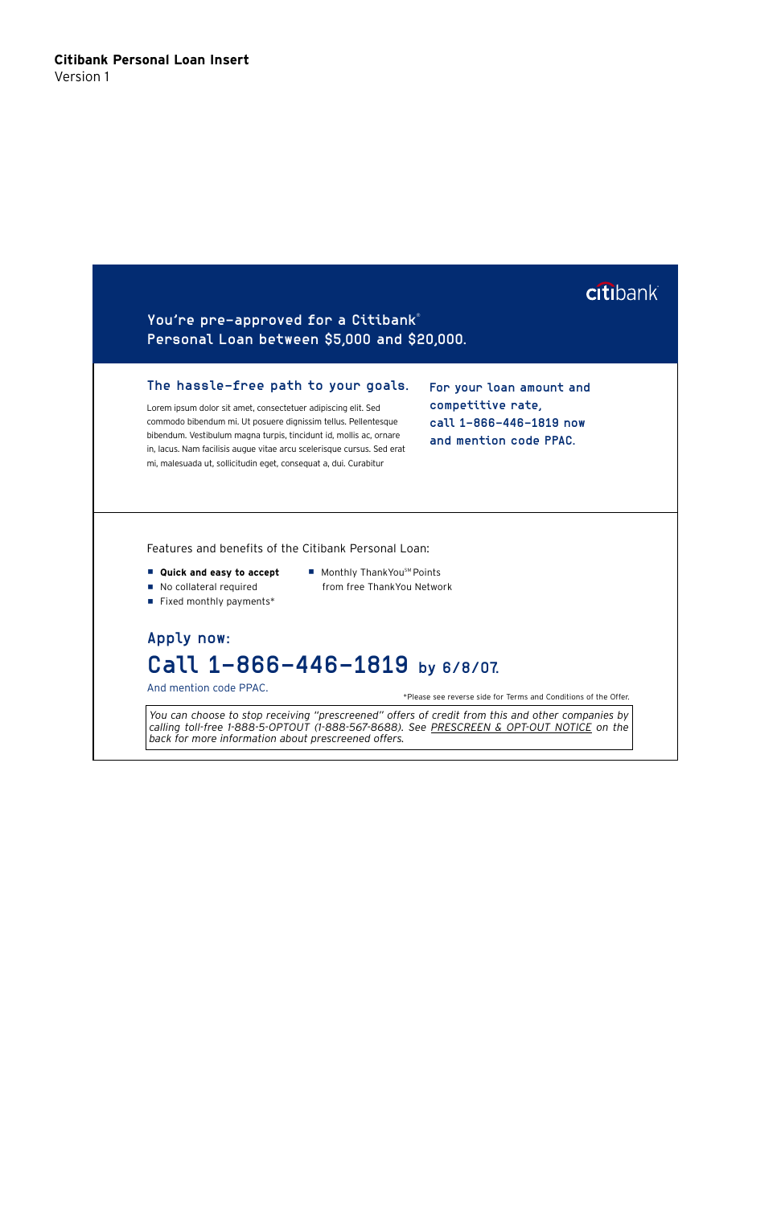**Citibank Personal Loan Insert**
Version 1

citibank

## You're pre-approved for a Citibank® Personal Loan between $5,000 and $20,000.

### The hassle-free path to your goals.

Lorem ipsum dolor sit amet, consectetuer adipiscing elit. Sed commodo bibendum mi. Ut posuere dignissim tellus. Pellentesque bibendum. Vestibulum magna turpis, tincidunt id, mollis ac, ornare in, lacus. Nam facilisis augue vitae arcu scelerisque cursus. Sed erat mi, malesuada ut, sollicitudin eget, consequat a, dui. Curabitur

**For your loan amount and competitive rate, call 1-866-446-1819 now and mention code PPAC.**

Features and benefits of the Citibank Personal Loan:

- **Quick and easy to accept**
- No collateral required
- Fixed monthly payments*
- Monthly ThankYou℠ Points from free ThankYou Network

## Apply now:

## Call 1-866-446-1819 by 6/8/07.

And mention code PPAC.

*Please see reverse side for Terms and Conditions of the Offer.

*You can choose to stop receiving "prescreened" offers of credit from this and other companies by calling toll-free 1-888-5-OPTOUT (1-888-567-8688). See PRESCREEN & OPT-OUT NOTICE on the back for more information about prescreened offers.*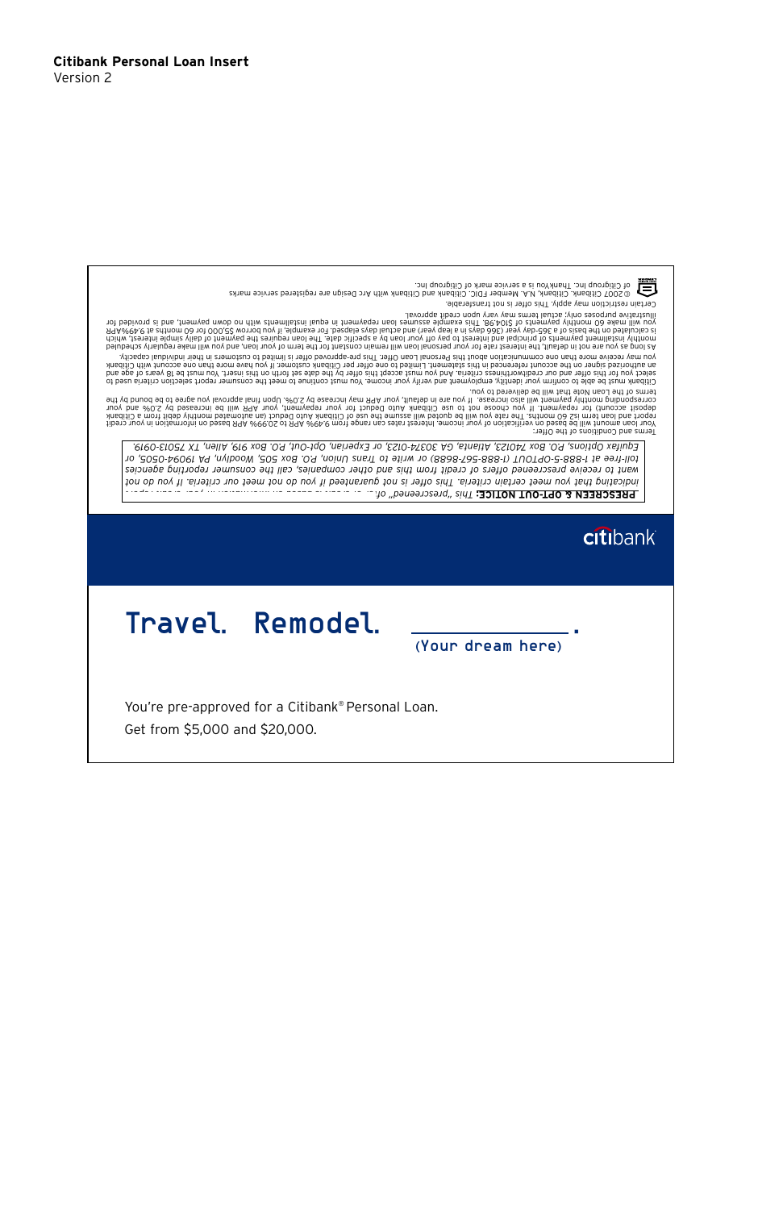**Citibank Personal Loan Insert**
Version 2

**PRESCREEN & OPT-OUT NOTICE:** *This "prescreened" of... indicating that you meet certain criteria. This offer is not guaranteed if you do not meet our criteria. If you do not want to receive prescreened offers of credit from this and other companies, call the consumer reporting agencies toll-free at 1-888-5-OPTOUT (1-888-567-8688) or write to Trans Union, P.O. Box 505, Woodlyn, PA 19094-0505, or Equifax Options, P.O. Box 740123, Atlanta, GA 30374-0123, or Experian, Opt-Out, P.O. Box 919, Allen, TX 75013-0919.*

Terms and Conditions of the Offer:

Your loan amount will be based on verification of your income. Interest rates can range from 9.49% APR to 20.99% APR based on information in your credit report and loan term (12 to 60 months). The rate you will be quoted will assume the use of Citibank Auto Deduct (an automated monthly debit from a Citibank deposit account) for repayment. If you choose not to use Citibank Auto Deduct for your repayment, your APR will be increased by 2.0% and your corresponding monthly payment will also increase. If you are in default, your APR may increase by 2.0%. Upon final approval you agree to be bound by the terms of the Loan Note that will be delivered to you.

Citibank must be able to confirm your identity, employment and verify your income. You must continue to meet the consumer report selection criteria used to select you for this offer and our creditworthiness criteria. And you must accept this offer by the date set forth on this insert. You must be 18 years of age and an authorized signer on the account referenced in this statement. Limited to one offer per Citibank customer. If you have more than one account with Citibank you may receive more than one communication about this Personal Loan Offer. This pre-approved offer is limited to customers in their individual capacity.

As long as you are not in default, the interest rate for your personal loan will remain constant for the term of your loan, and you will make regularly scheduled monthly installment payments of principal and interest to pay off your loan by a specific date. The loan requires the payment of daily simple interest, which is calculated on the basis of a 365-day year (366 days in a leap year) and actual days elapsed. For example, if you borrow $5,000 for 60 months at 9.49%APR you will make 60 monthly payments of $104.98. This example assumes loan repayment in equal installments with no down payment, and is provided for illustrative purposes only; actual terms may vary upon credit approval.

Certain restriction may apply. This offer is not transferable.

©2007 Citibank. Citibank, N.A. Member FDIC. Citibank and Citibank with Arc Design are registered service marks of Citigroup Inc. ThankYou is a service mark of Citigroup Inc.

citibank

# Travel. Remodel. ____________.
(Your dream here)

You're pre-approved for a Citibank® Personal Loan.

Get from $5,000 and $20,000.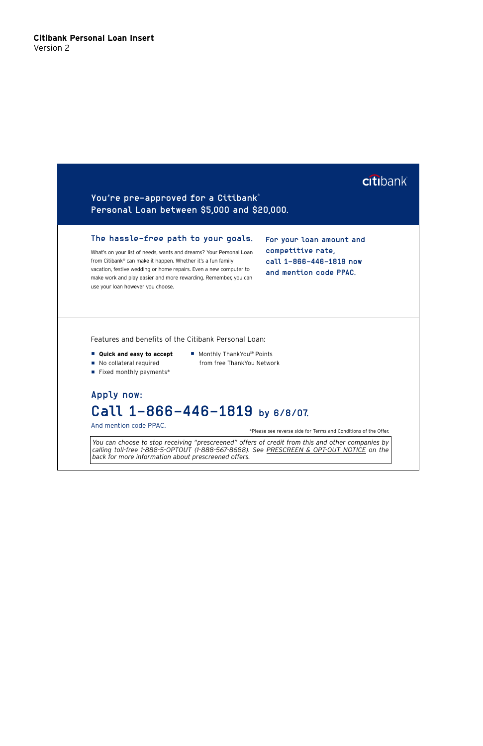**Citibank Personal Loan Insert**
Version 2

citibank

## You're pre-approved for a Citibank® Personal Loan between $5,000 and $20,000.

### The hassle-free path to your goals.

What's on your list of needs, wants and dreams? Your Personal Loan from Citibank® can make it happen. Whether it's a fun family vacation, festive wedding or home repairs. Even a new computer to make work and play easier and more rewarding. Remember, you can use your loan however you choose.

**For your loan amount and competitive rate, call 1-866-446-1819 now and mention code PPAC.**

Features and benefits of the Citibank Personal Loan:

- **Quick and easy to accept**
- No collateral required
- Fixed monthly payments*
- Monthly ThankYou℠ Points from free ThankYou Network

## Apply now:

## Call 1-866-446-1819 by 6/8/07.

And mention code PPAC.

*Please see reverse side for Terms and Conditions of the Offer.

*You can choose to stop receiving "prescreened" offers of credit from this and other companies by calling toll-free 1-888-5-OPTOUT (1-888-567-8688). See PRESCREEN & OPT-OUT NOTICE on the back for more information about prescreened offers.*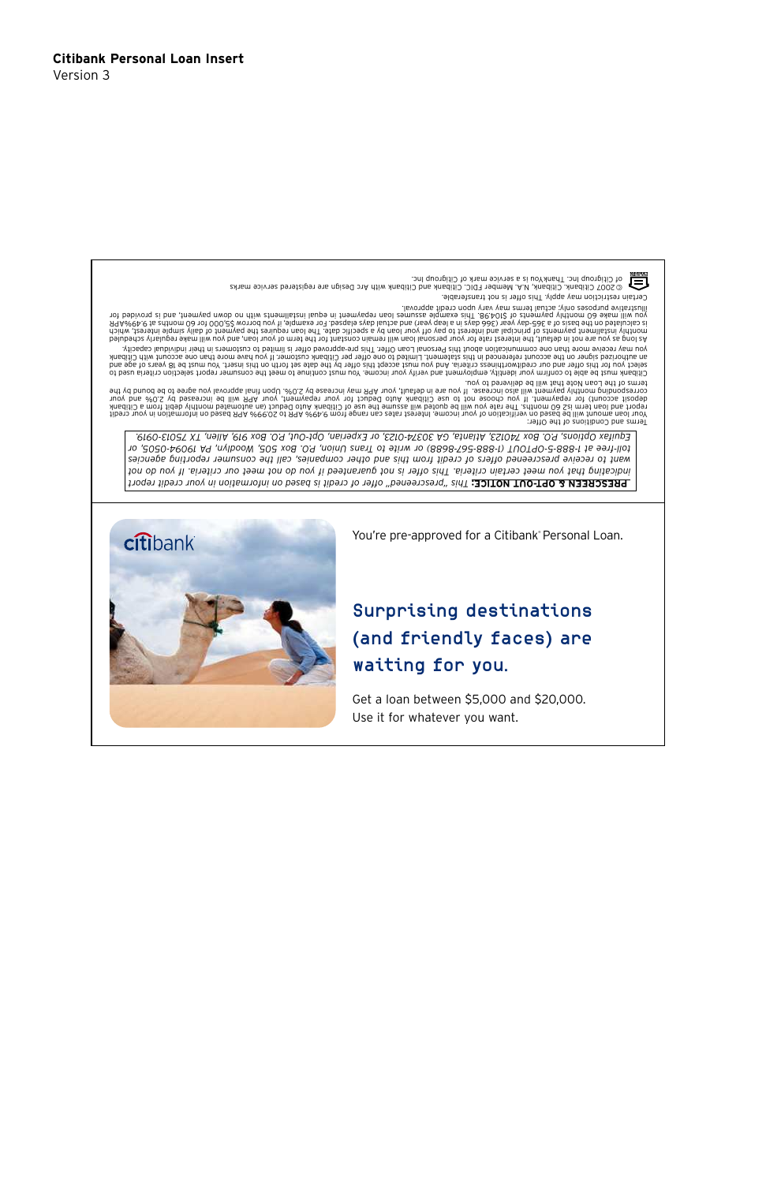**Citibank Personal Loan Insert**
Version 3

**PRESCREEN & OPT-OUT NOTICE:** *This "prescreened" offer of credit is based on information in your credit report indicating that you meet certain criteria. This offer is not guaranteed if you do not meet our criteria. If you do not want to receive prescreened offers of credit from this and other companies, call the consumer reporting agencies toll-free at 1-888-5-OPTOUT (1-888-567-8688) or write to Trans Union, P.O. Box 505, Woodlyn, PA 19094-0505, or Equifax Options, P.O. Box 740123, Atlanta, GA 30374-0123, or Experian, Opt-Out, P.O. Box 919, Allen, TX 75013-0919.*

Terms and Conditions of the Offer:

Your loan amount will be based on verification of your income. Interest rates can range from 9.49% APR to 20.99% APR based on information in your credit report and loan term is 60 months. The rate you will be quoted will assume the use of Citibank Auto Deduct (an automated monthly debit from a Citibank deposit account) for repayment. If you choose not to use Citibank Auto Deduct for your repayment, your APR will be increased by 2.0% and your corresponding monthly payment will also increase. If you are in default, your APR may increase by 2.0%. Upon final approval you agree to be bound by the terms of the Loan Note that will be delivered to you.

Citibank must be able to confirm your identity, employment and verify your income. You must continue to meet the consumer report selection criteria used to select you for this offer and our creditworthiness criteria. And you must accept this offer by the date set forth on this insert. You must be 18 years of age and an authorized signer on the account referenced in this statement. Limited to one offer per Citibank customer. If you have more than one account with Citibank you may receive more than one communication about this Personal Loan Offer. This pre-approved offer is limited to customers in their individual capacity.

As long as you are not in default, the interest rate for your personal loan will remain constant for the term of your loan, and you will make regularly scheduled monthly installment payments of principal and interest to pay off your loan by a specific date. The loan requires the payment of daily simple interest, which is calculated on the basis of a 365-day year (366 days in a leap year) and actual days elapsed. For example, if you borrow $5,000 for 60 months at 9.49%APR you will make 60 monthly payments of $104.98. This example assumes loan repayment in equal installments with no down payment, and is provided for illustrative purposes only; actual terms may vary upon credit approval.

Certain restriction may apply. This offer is not transferable.

© 2007 Citibank, Citibank, N.A. Member FDIC. Citibank and Citibank with Arc Design are registered service marks of Citigroup Inc. ThankYou is a service mark of Citigroup Inc.

citibank

You're pre-approved for a Citibank® Personal Loan.

## Surprising destinations (and friendly faces) are waiting for you.

Get a loan between $5,000 and $20,000.
Use it for whatever you want.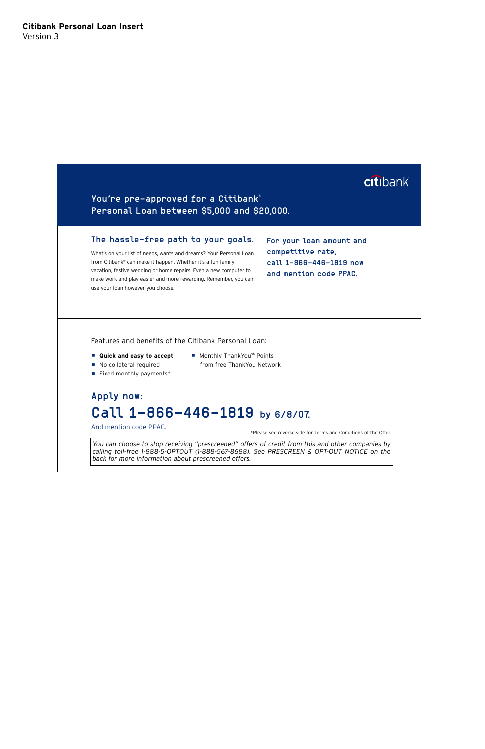**Citibank Personal Loan Insert**
Version 3

citibank

## You're pre-approved for a Citibank® Personal Loan between $5,000 and $20,000.

### The hassle-free path to your goals.

What's on your list of needs, wants and dreams? Your Personal Loan from Citibank® can make it happen. Whether it's a fun family vacation, festive wedding or home repairs. Even a new computer to make work and play easier and more rewarding. Remember, you can use your loan however you choose.

**For your loan amount and competitive rate, call 1-866-446-1819 now and mention code PPAC.**

Features and benefits of the Citibank Personal Loan:

- **Quick and easy to accept**
- No collateral required
- Fixed monthly payments*
- Monthly ThankYou℠ Points from free ThankYou Network

## Apply now:

## Call 1-866-446-1819 by 6/8/07.

And mention code PPAC.

*Please see reverse side for Terms and Conditions of the Offer.

*You can choose to stop receiving "prescreened" offers of credit from this and other companies by calling toll-free 1-888-5-OPTOUT (1-888-567-8688). See PRESCREEN & OPT-OUT NOTICE on the back for more information about prescreened offers.*